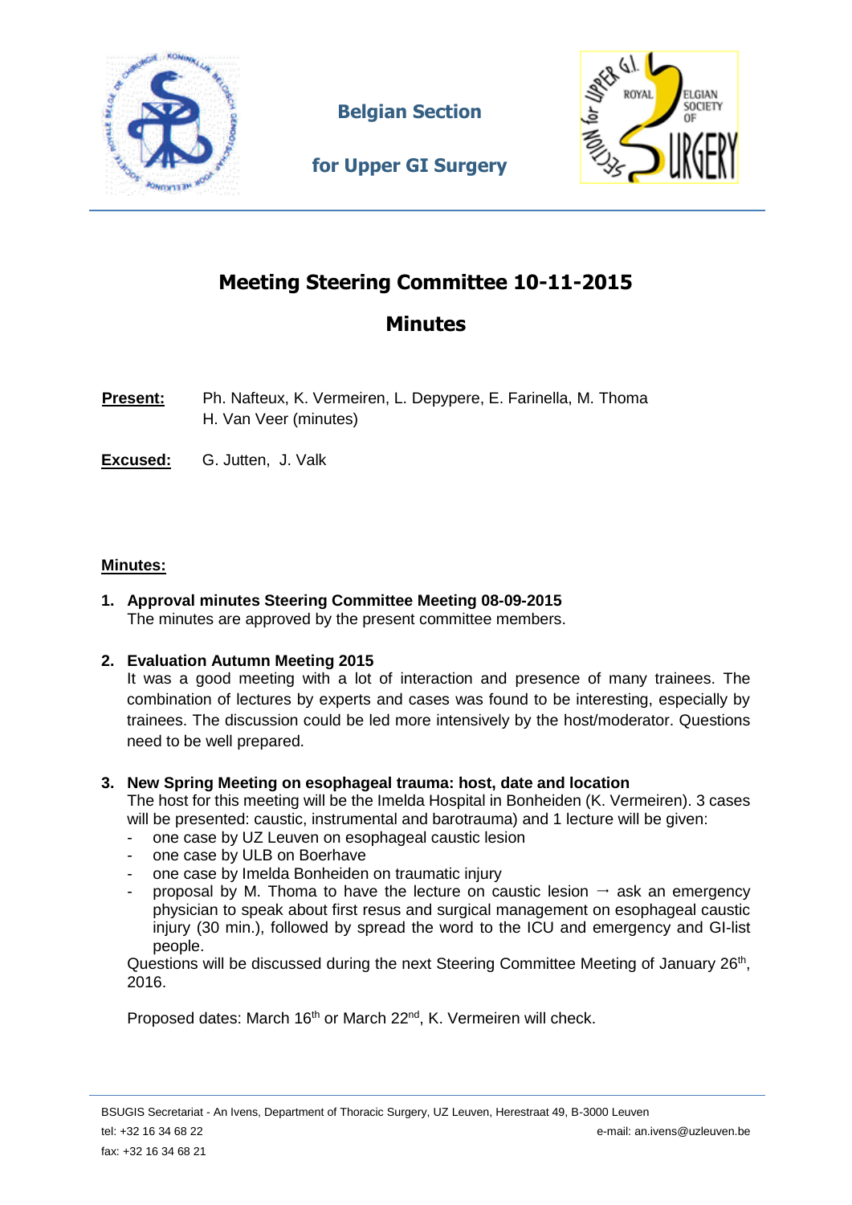**Belgian Section**

**for Upper GI Surgery**

# Meeting Steering Committee 10-11-2015

## Minutes

**Present:** Ph. Nafteux, K. Vermeiren, L. Depypere, E. Farinella, M. Thoma
H. Van Veer (minutes)

**Excused:** G. Jutten, J. Valk

**Minutes:**

1. **Approval minutes Steering Committee Meeting 08-09-2015**
   The minutes are approved by the present committee members.

2. **Evaluation Autumn Meeting 2015**
   It was a good meeting with a lot of interaction and presence of many trainees. The combination of lectures by experts and cases was found to be interesting, especially by trainees. The discussion could be led more intensively by the host/moderator. Questions need to be well prepared.

3. **New Spring Meeting on esophageal trauma: host, date and location**
   The host for this meeting will be the Imelda Hospital in Bonheiden (K. Vermeiren). 3 cases will be presented: caustic, instrumental and barotrauma) and 1 lecture will be given:
   - one case by UZ Leuven on esophageal caustic lesion
   - one case by ULB on Boerhave
   - one case by Imelda Bonheiden on traumatic injury
   - proposal by M. Thoma to have the lecture on caustic lesion → ask an emergency physician to speak about first resus and surgical management on esophageal caustic injury (30 min.), followed by spread the word to the ICU and emergency and GI-list people.

   Questions will be discussed during the next Steering Committee Meeting of January 26th, 2016.

   Proposed dates: March 16th or March 22nd, K. Vermeiren will check.

BSUGIS Secretariat - An Ivens, Department of Thoracic Surgery, UZ Leuven, Herestraat 49, B-3000 Leuven
tel: +32 16 34 68 22 e-mail: an.ivens@uzleuven.be
fax: +32 16 34 68 21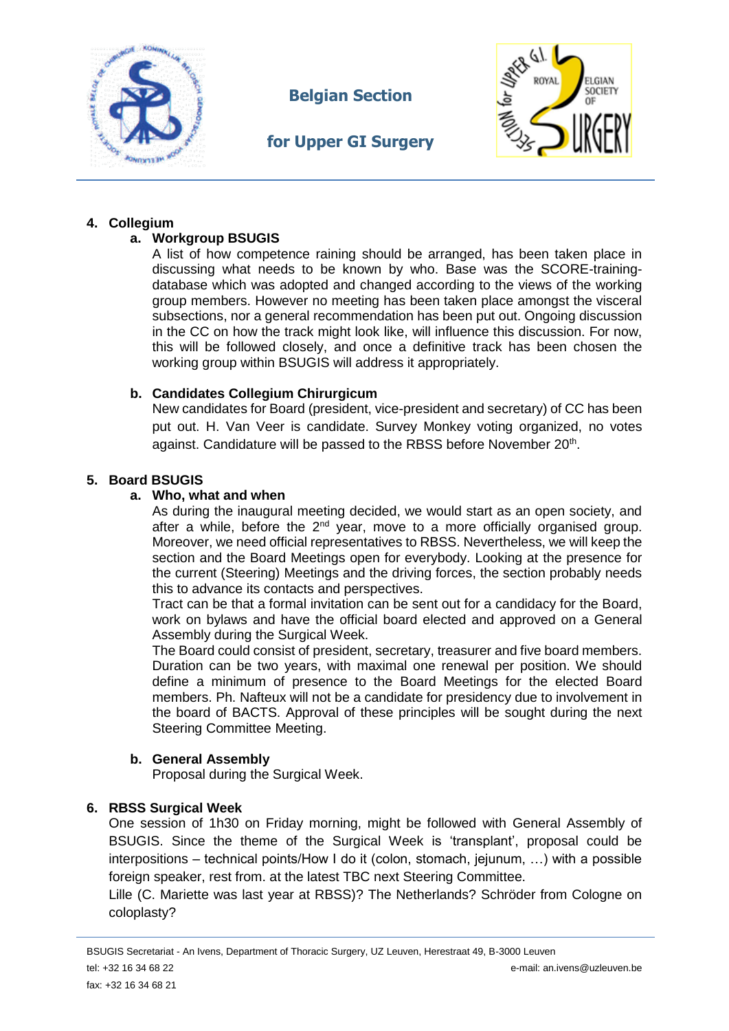4. **Collegium**
   a. **Workgroup BSUGIS**
   A list of how competence raining should be arranged, has been taken place in discussing what needs to be known by who. Base was the SCORE-training-database which was adopted and changed according to the views of the working group members. However no meeting has been taken place amongst the visceral subsections, nor a general recommendation has been put out. Ongoing discussion in the CC on how the track might look like, will influence this discussion. For now, this will be followed closely, and once a definitive track has been chosen the working group within BSUGIS will address it appropriately.

   b. **Candidates Collegium Chirurgicum**
   New candidates for Board (president, vice-president and secretary) of CC has been put out. H. Van Veer is candidate. Survey Monkey voting organized, no votes against. Candidature will be passed to the RBSS before November 20th.

5. **Board BSUGIS**
   a. **Who, what and when**
   As during the inaugural meeting decided, we would start as an open society, and after a while, before the 2nd year, move to a more officially organised group. Moreover, we need official representatives to RBSS. Nevertheless, we will keep the section and the Board Meetings open for everybody. Looking at the presence for the current (Steering) Meetings and the driving forces, the section probably needs this to advance its contacts and perspectives.
   Tract can be that a formal invitation can be sent out for a candidacy for the Board, work on bylaws and have the official board elected and approved on a General Assembly during the Surgical Week.
   The Board could consist of president, secretary, treasurer and five board members. Duration can be two years, with maximal one renewal per position. We should define a minimum of presence to the Board Meetings for the elected Board members. Ph. Nafteux will not be a candidate for presidency due to involvement in the board of BACTS. Approval of these principles will be sought during the next Steering Committee Meeting.

   b. **General Assembly**
   Proposal during the Surgical Week.

6. **RBSS Surgical Week**
   One session of 1h30 on Friday morning, might be followed with General Assembly of BSUGIS. Since the theme of the Surgical Week is 'transplant', proposal could be interpositions – technical points/How I do it (colon, stomach, jejunum, …) with a possible foreign speaker, rest from. at the latest TBC next Steering Committee.
   Lille (C. Mariette was last year at RBSS)? The Netherlands? Schröder from Cologne on coloplasty?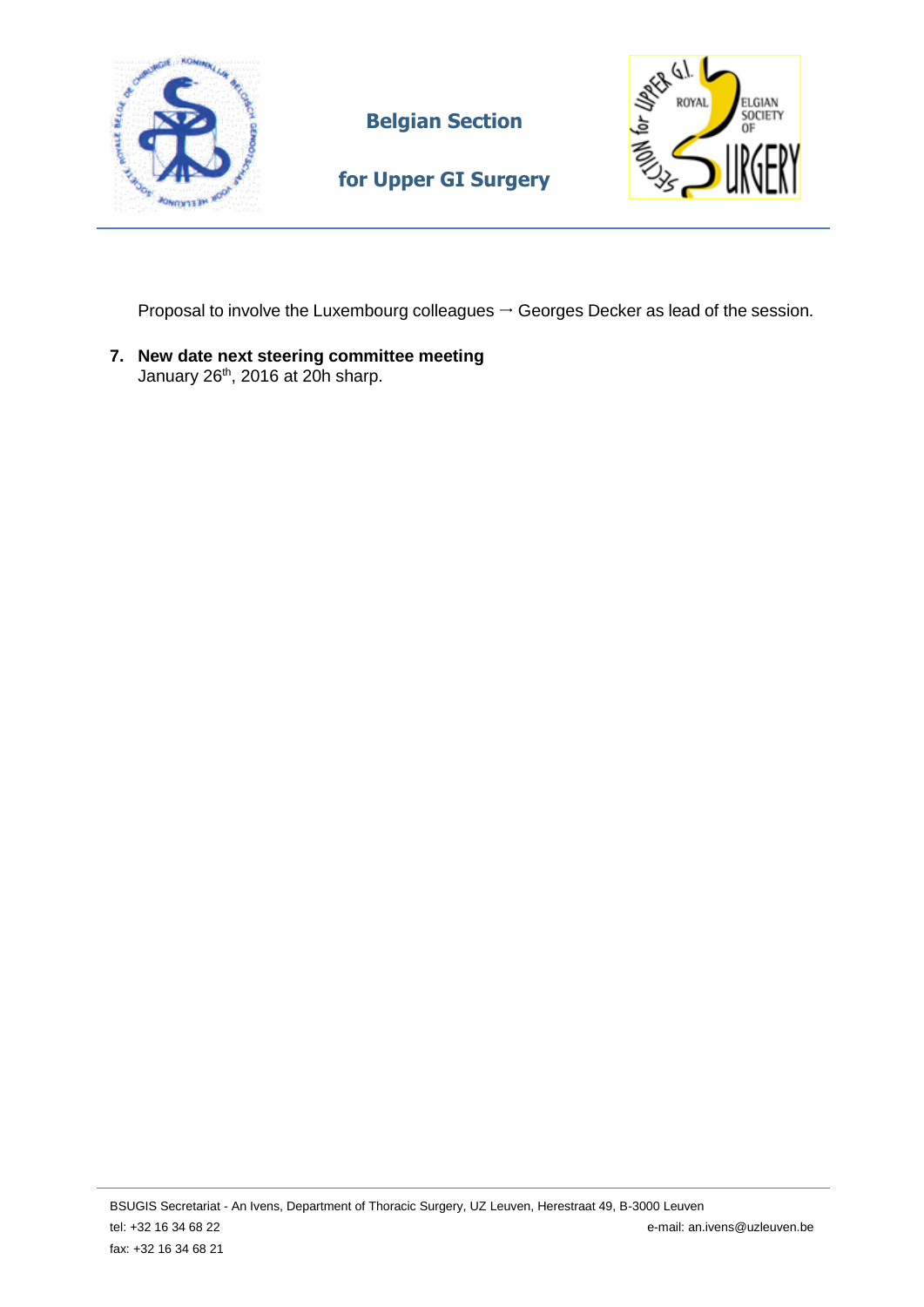Proposal to involve the Luxembourg colleagues → Georges Decker as lead of the session.

7. **New date next steering committee meeting**
   January 26th, 2016 at 20h sharp.